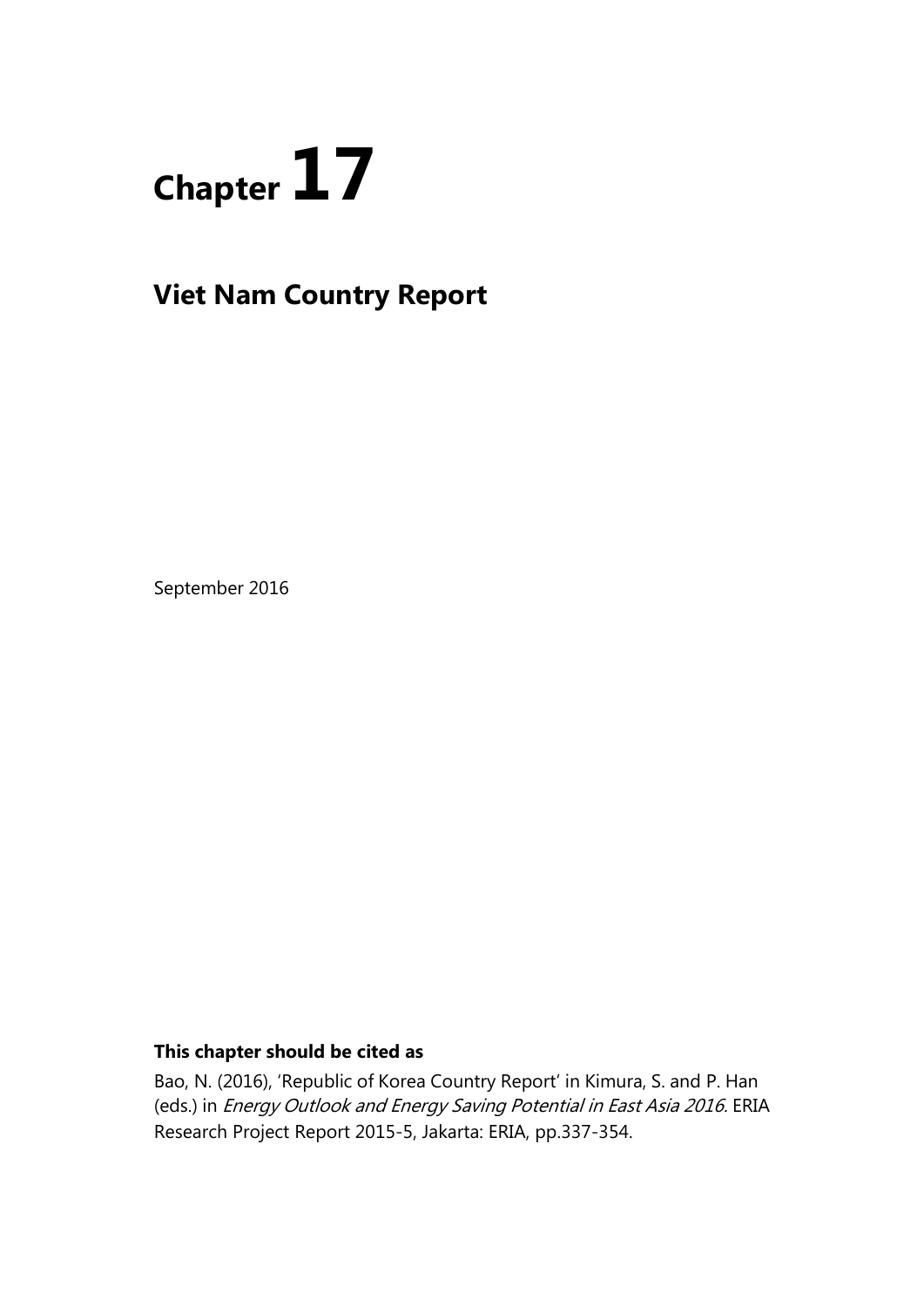# Chapter 17

## Viet Nam Country Report

September 2016

**This chapter should be cited as**

Bao, N. (2016), 'Republic of Korea Country Report' in Kimura, S. and P. Han (eds.) in *Energy Outlook and Energy Saving Potential in East Asia 2016.* ERIA Research Project Report 2015-5, Jakarta: ERIA, pp.337-354.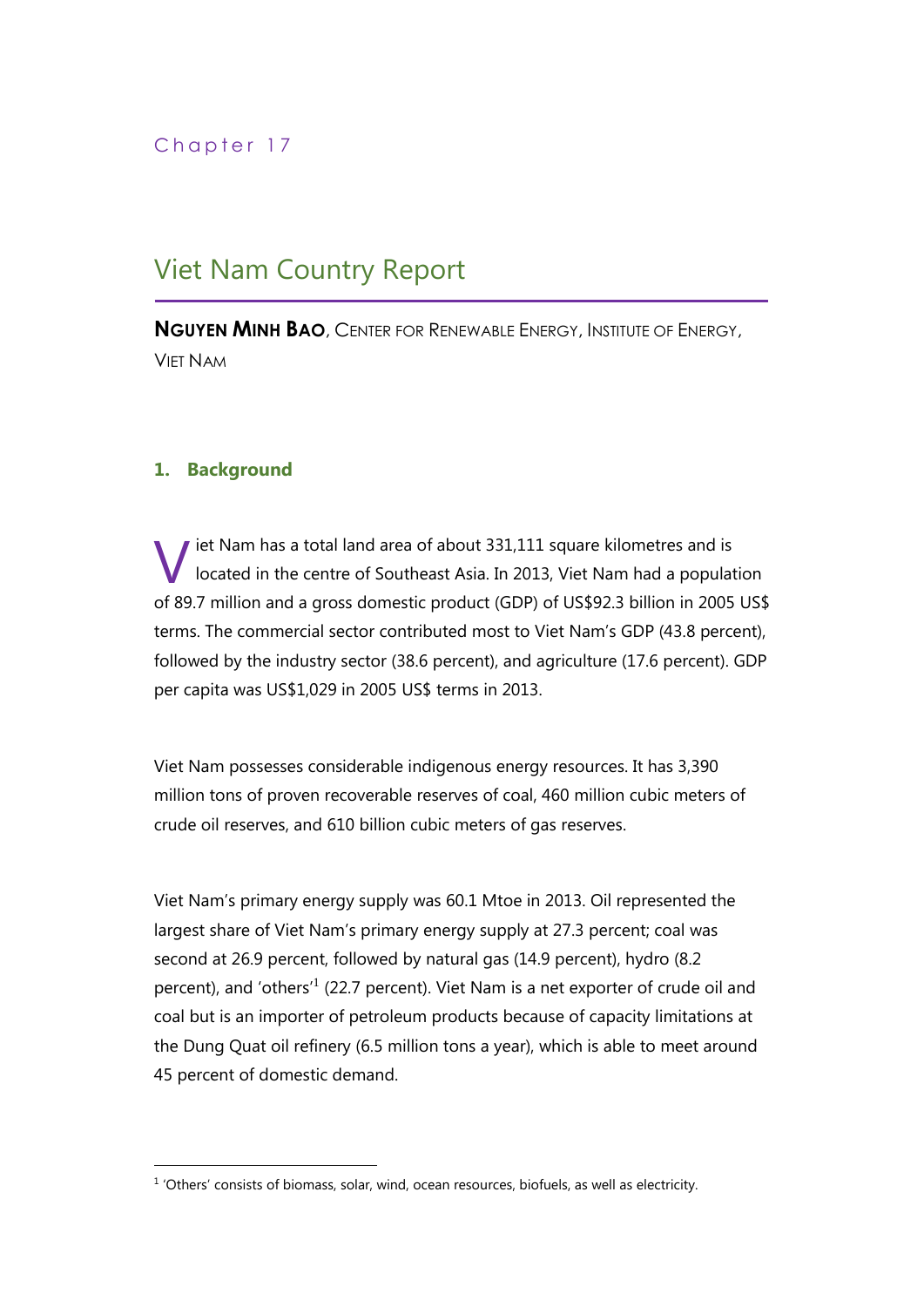Chapter 17

# Viet Nam Country Report

**NGUYEN MINH BAO**, CENTER FOR RENEWABLE ENERGY, INSTITUTE OF ENERGY, VIET NAM

## 1. Background

Viet Nam has a total land area of about 331,111 square kilometres and is located in the centre of Southeast Asia. In 2013, Viet Nam had a population of 89.7 million and a gross domestic product (GDP) of US$92.3 billion in 2005 US$ terms. The commercial sector contributed most to Viet Nam's GDP (43.8 percent), followed by the industry sector (38.6 percent), and agriculture (17.6 percent). GDP per capita was US$1,029 in 2005 US$ terms in 2013.

Viet Nam possesses considerable indigenous energy resources. It has 3,390 million tons of proven recoverable reserves of coal, 460 million cubic meters of crude oil reserves, and 610 billion cubic meters of gas reserves.

Viet Nam's primary energy supply was 60.1 Mtoe in 2013. Oil represented the largest share of Viet Nam's primary energy supply at 27.3 percent; coal was second at 26.9 percent, followed by natural gas (14.9 percent), hydro (8.2 percent), and 'others'[1] (22.7 percent). Viet Nam is a net exporter of crude oil and coal but is an importer of petroleum products because of capacity limitations at the Dung Quat oil refinery (6.5 million tons a year), which is able to meet around 45 percent of domestic demand.

[1] 'Others' consists of biomass, solar, wind, ocean resources, biofuels, as well as electricity.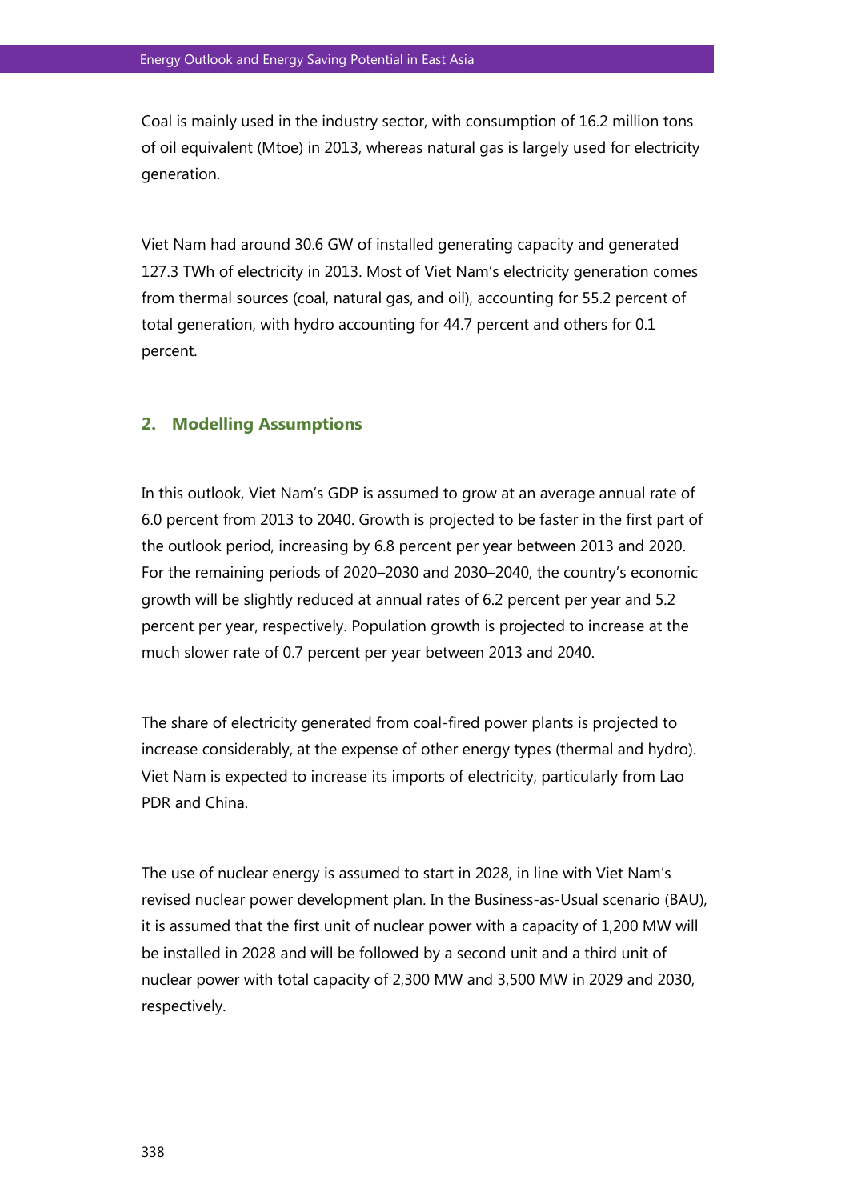Coal is mainly used in the industry sector, with consumption of 16.2 million tons of oil equivalent (Mtoe) in 2013, whereas natural gas is largely used for electricity generation.

Viet Nam had around 30.6 GW of installed generating capacity and generated 127.3 TWh of electricity in 2013. Most of Viet Nam's electricity generation comes from thermal sources (coal, natural gas, and oil), accounting for 55.2 percent of total generation, with hydro accounting for 44.7 percent and others for 0.1 percent.

## 2. Modelling Assumptions

In this outlook, Viet Nam's GDP is assumed to grow at an average annual rate of 6.0 percent from 2013 to 2040. Growth is projected to be faster in the first part of the outlook period, increasing by 6.8 percent per year between 2013 and 2020. For the remaining periods of 2020–2030 and 2030–2040, the country's economic growth will be slightly reduced at annual rates of 6.2 percent per year and 5.2 percent per year, respectively. Population growth is projected to increase at the much slower rate of 0.7 percent per year between 2013 and 2040.

The share of electricity generated from coal-fired power plants is projected to increase considerably, at the expense of other energy types (thermal and hydro). Viet Nam is expected to increase its imports of electricity, particularly from Lao PDR and China.

The use of nuclear energy is assumed to start in 2028, in line with Viet Nam's revised nuclear power development plan. In the Business-as-Usual scenario (BAU), it is assumed that the first unit of nuclear power with a capacity of 1,200 MW will be installed in 2028 and will be followed by a second unit and a third unit of nuclear power with total capacity of 2,300 MW and 3,500 MW in 2029 and 2030, respectively.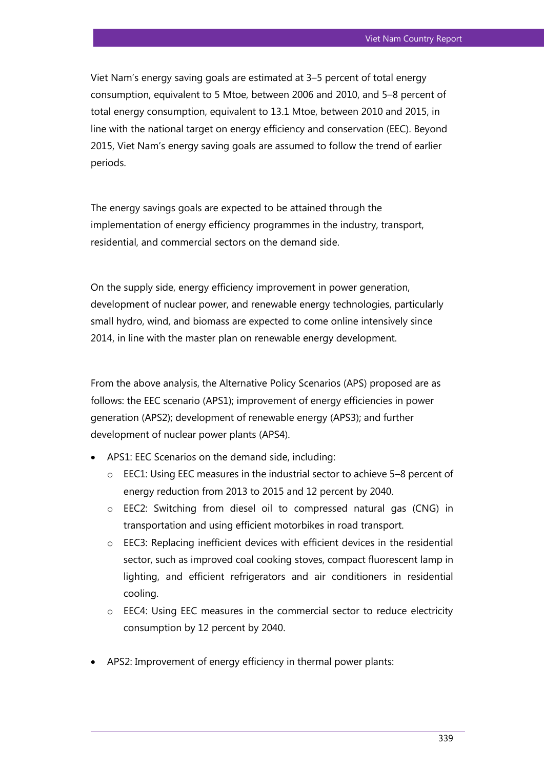Viet Nam's energy saving goals are estimated at 3–5 percent of total energy consumption, equivalent to 5 Mtoe, between 2006 and 2010, and 5–8 percent of total energy consumption, equivalent to 13.1 Mtoe, between 2010 and 2015, in line with the national target on energy efficiency and conservation (EEC). Beyond 2015, Viet Nam's energy saving goals are assumed to follow the trend of earlier periods.

The energy savings goals are expected to be attained through the implementation of energy efficiency programmes in the industry, transport, residential, and commercial sectors on the demand side.

On the supply side, energy efficiency improvement in power generation, development of nuclear power, and renewable energy technologies, particularly small hydro, wind, and biomass are expected to come online intensively since 2014, in line with the master plan on renewable energy development.

From the above analysis, the Alternative Policy Scenarios (APS) proposed are as follows: the EEC scenario (APS1); improvement of energy efficiencies in power generation (APS2); development of renewable energy (APS3); and further development of nuclear power plants (APS4).

- APS1: EEC Scenarios on the demand side, including:
  - EEC1: Using EEC measures in the industrial sector to achieve 5–8 percent of energy reduction from 2013 to 2015 and 12 percent by 2040.
  - EEC2: Switching from diesel oil to compressed natural gas (CNG) in transportation and using efficient motorbikes in road transport.
  - EEC3: Replacing inefficient devices with efficient devices in the residential sector, such as improved coal cooking stoves, compact fluorescent lamp in lighting, and efficient refrigerators and air conditioners in residential cooling.
  - EEC4: Using EEC measures in the commercial sector to reduce electricity consumption by 12 percent by 2040.

- APS2: Improvement of energy efficiency in thermal power plants: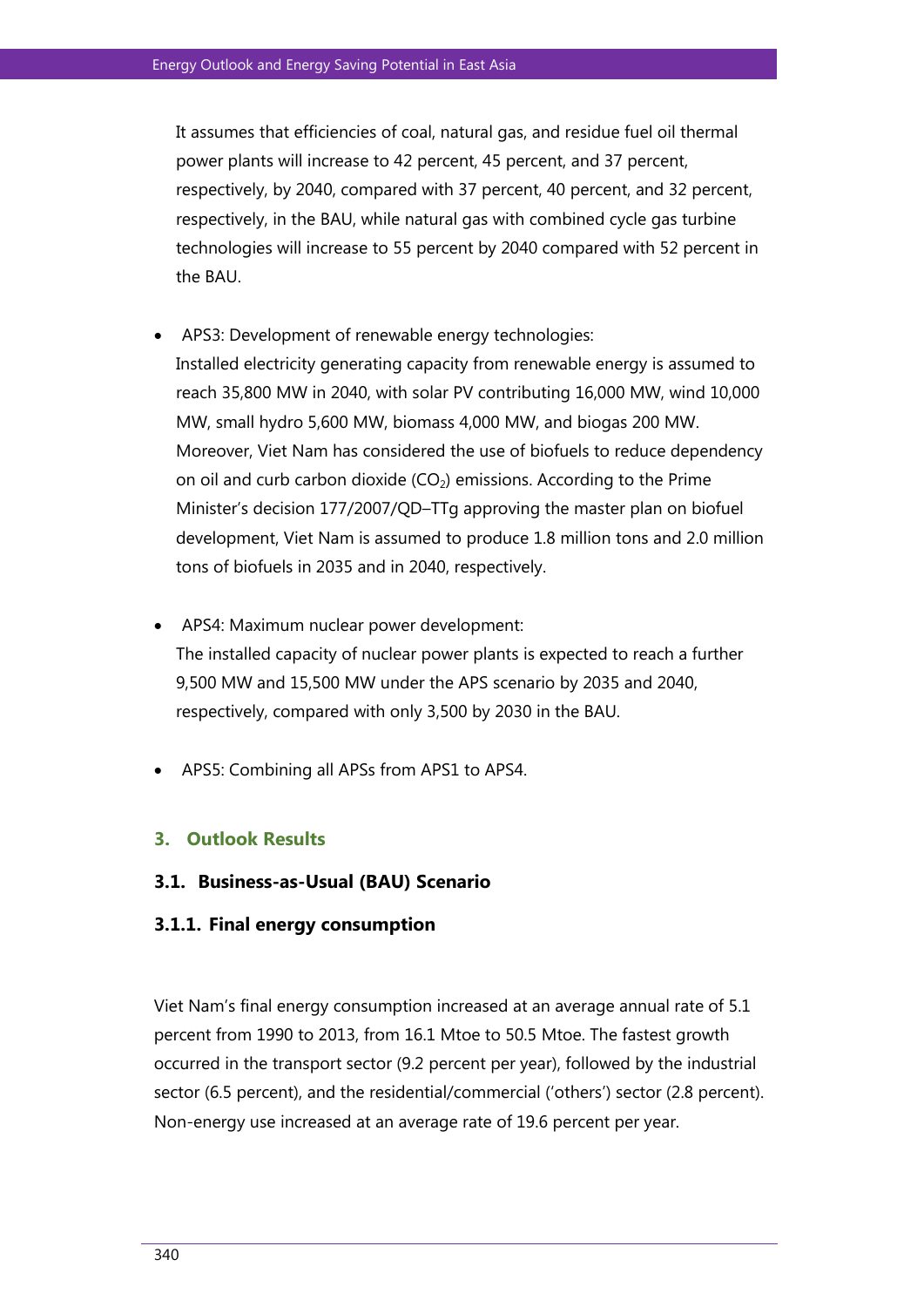It assumes that efficiencies of coal, natural gas, and residue fuel oil thermal power plants will increase to 42 percent, 45 percent, and 37 percent, respectively, by 2040, compared with 37 percent, 40 percent, and 32 percent, respectively, in the BAU, while natural gas with combined cycle gas turbine technologies will increase to 55 percent by 2040 compared with 52 percent in the BAU.

- APS3: Development of renewable energy technologies:
  Installed electricity generating capacity from renewable energy is assumed to reach 35,800 MW in 2040, with solar PV contributing 16,000 MW, wind 10,000 MW, small hydro 5,600 MW, biomass 4,000 MW, and biogas 200 MW. Moreover, Viet Nam has considered the use of biofuels to reduce dependency on oil and curb carbon dioxide ($CO_2$) emissions. According to the Prime Minister's decision 177/2007/QD–TTg approving the master plan on biofuel development, Viet Nam is assumed to produce 1.8 million tons and 2.0 million tons of biofuels in 2035 and in 2040, respectively.

- APS4: Maximum nuclear power development:
  The installed capacity of nuclear power plants is expected to reach a further 9,500 MW and 15,500 MW under the APS scenario by 2035 and 2040, respectively, compared with only 3,500 by 2030 in the BAU.

- APS5: Combining all APSs from APS1 to APS4.

## 3. Outlook Results

### 3.1. Business-as-Usual (BAU) Scenario

#### 3.1.1. Final energy consumption

Viet Nam's final energy consumption increased at an average annual rate of 5.1 percent from 1990 to 2013, from 16.1 Mtoe to 50.5 Mtoe. The fastest growth occurred in the transport sector (9.2 percent per year), followed by the industrial sector (6.5 percent), and the residential/commercial ('others') sector (2.8 percent). Non-energy use increased at an average rate of 19.6 percent per year.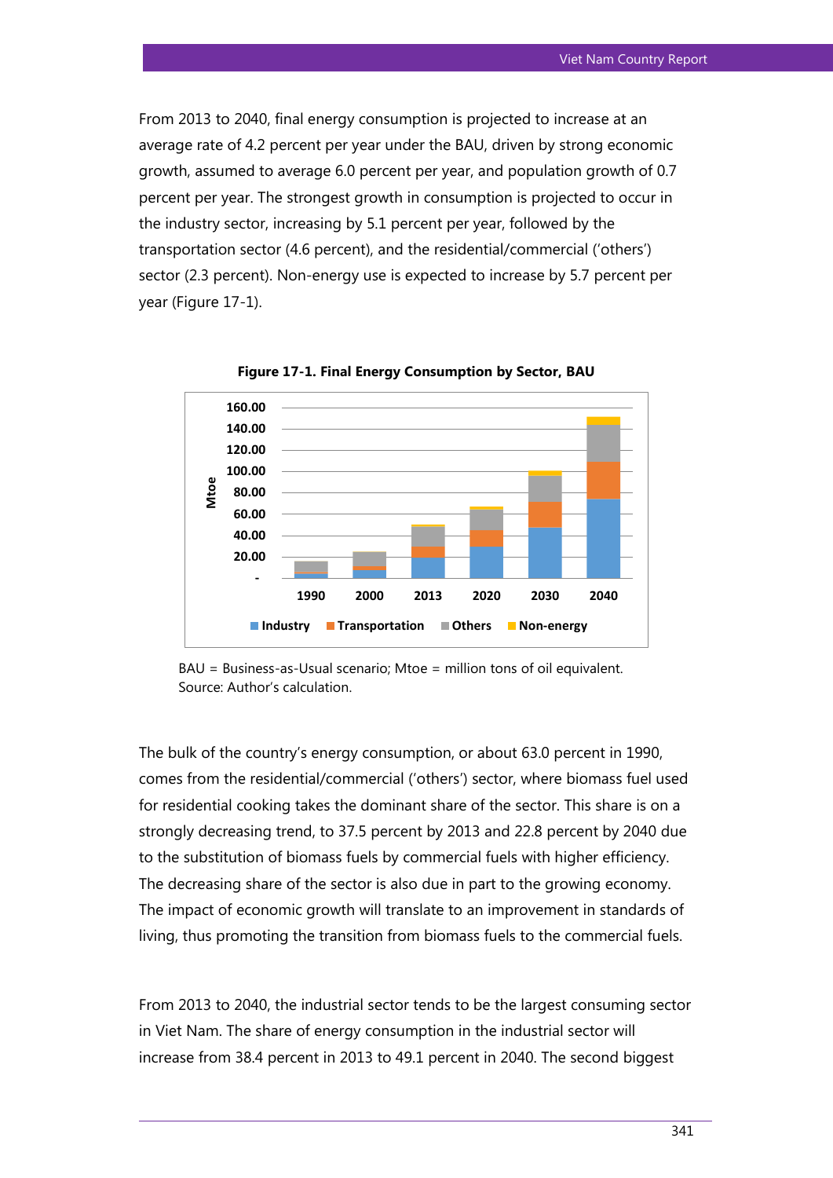From 2013 to 2040, final energy consumption is projected to increase at an average rate of 4.2 percent per year under the BAU, driven by strong economic growth, assumed to average 6.0 percent per year, and population growth of 0.7 percent per year. The strongest growth in consumption is projected to occur in the industry sector, increasing by 5.1 percent per year, followed by the transportation sector (4.6 percent), and the residential/commercial ('others') sector (2.3 percent). Non-energy use is expected to increase by 5.7 percent per year (Figure 17-1).

**Figure 17-1. Final Energy Consumption by Sector, BAU**

BAU = Business-as-Usual scenario; Mtoe = million tons of oil equivalent.
Source: Author's calculation.

The bulk of the country's energy consumption, or about 63.0 percent in 1990, comes from the residential/commercial ('others') sector, where biomass fuel used for residential cooking takes the dominant share of the sector. This share is on a strongly decreasing trend, to 37.5 percent by 2013 and 22.8 percent by 2040 due to the substitution of biomass fuels by commercial fuels with higher efficiency. The decreasing share of the sector is also due in part to the growing economy. The impact of economic growth will translate to an improvement in standards of living, thus promoting the transition from biomass fuels to the commercial fuels.

From 2013 to 2040, the industrial sector tends to be the largest consuming sector in Viet Nam. The share of energy consumption in the industrial sector will increase from 38.4 percent in 2013 to 49.1 percent in 2040. The second biggest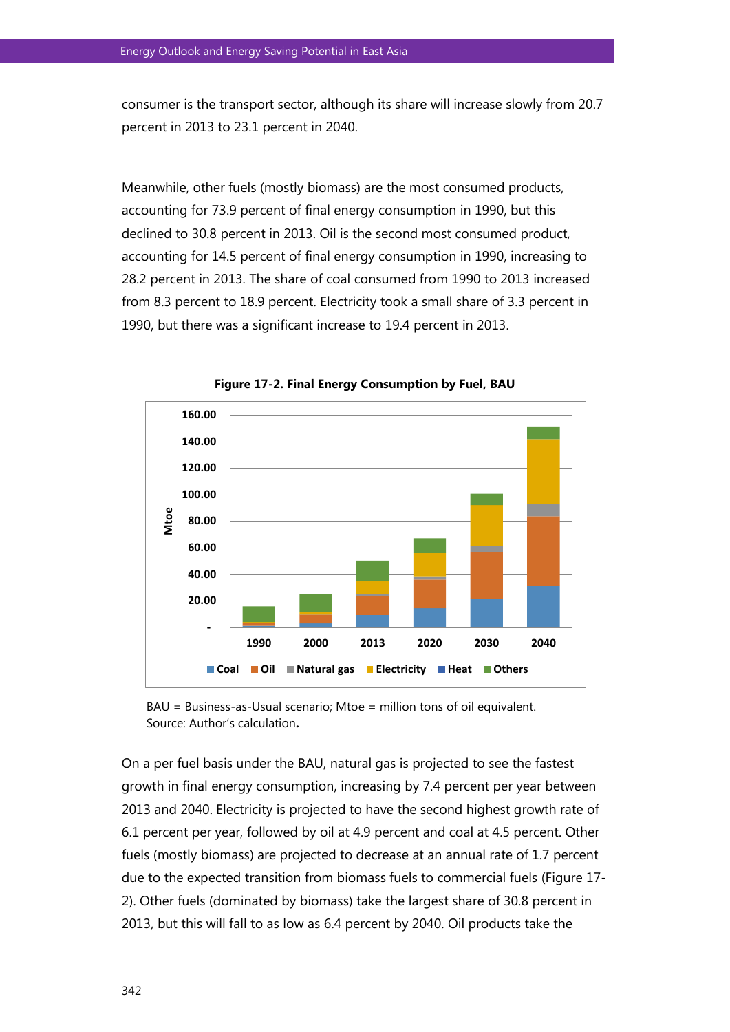consumer is the transport sector, although its share will increase slowly from 20.7 percent in 2013 to 23.1 percent in 2040.

Meanwhile, other fuels (mostly biomass) are the most consumed products, accounting for 73.9 percent of final energy consumption in 1990, but this declined to 30.8 percent in 2013. Oil is the second most consumed product, accounting for 14.5 percent of final energy consumption in 1990, increasing to 28.2 percent in 2013. The share of coal consumed from 1990 to 2013 increased from 8.3 percent to 18.9 percent. Electricity took a small share of 3.3 percent in 1990, but there was a significant increase to 19.4 percent in 2013.

**Figure 17-2. Final Energy Consumption by Fuel, BAU**

BAU = Business-as-Usual scenario; Mtoe = million tons of oil equivalent.
Source: Author's calculation.

On a per fuel basis under the BAU, natural gas is projected to see the fastest growth in final energy consumption, increasing by 7.4 percent per year between 2013 and 2040. Electricity is projected to have the second highest growth rate of 6.1 percent per year, followed by oil at 4.9 percent and coal at 4.5 percent. Other fuels (mostly biomass) are projected to decrease at an annual rate of 1.7 percent due to the expected transition from biomass fuels to commercial fuels (Figure 17-2). Other fuels (dominated by biomass) take the largest share of 30.8 percent in 2013, but this will fall to as low as 6.4 percent by 2040. Oil products take the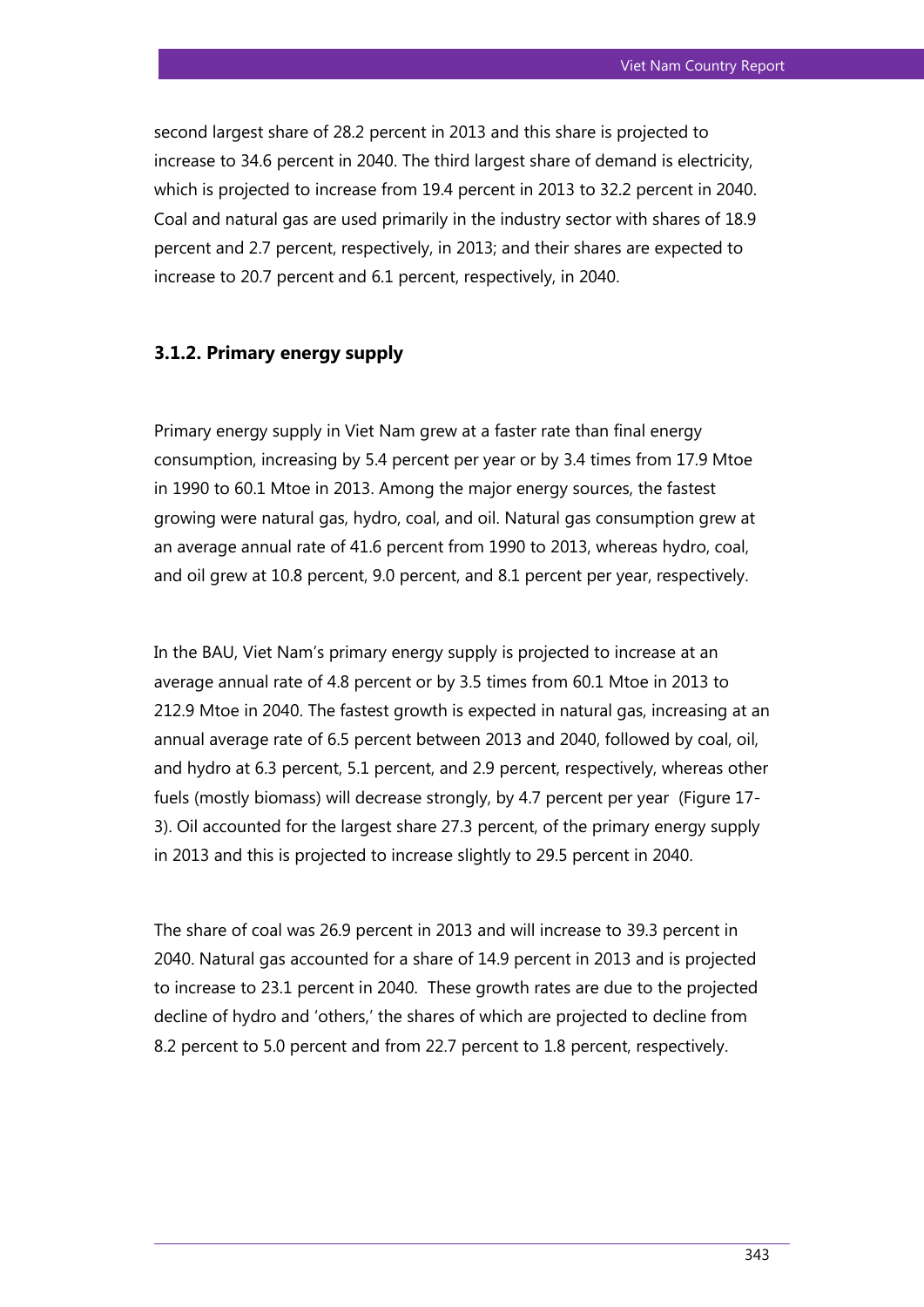second largest share of 28.2 percent in 2013 and this share is projected to increase to 34.6 percent in 2040. The third largest share of demand is electricity, which is projected to increase from 19.4 percent in 2013 to 32.2 percent in 2040. Coal and natural gas are used primarily in the industry sector with shares of 18.9 percent and 2.7 percent, respectively, in 2013; and their shares are expected to increase to 20.7 percent and 6.1 percent, respectively, in 2040.

### 3.1.2. Primary energy supply

Primary energy supply in Viet Nam grew at a faster rate than final energy consumption, increasing by 5.4 percent per year or by 3.4 times from 17.9 Mtoe in 1990 to 60.1 Mtoe in 2013. Among the major energy sources, the fastest growing were natural gas, hydro, coal, and oil. Natural gas consumption grew at an average annual rate of 41.6 percent from 1990 to 2013, whereas hydro, coal, and oil grew at 10.8 percent, 9.0 percent, and 8.1 percent per year, respectively.

In the BAU, Viet Nam's primary energy supply is projected to increase at an average annual rate of 4.8 percent or by 3.5 times from 60.1 Mtoe in 2013 to 212.9 Mtoe in 2040. The fastest growth is expected in natural gas, increasing at an annual average rate of 6.5 percent between 2013 and 2040, followed by coal, oil, and hydro at 6.3 percent, 5.1 percent, and 2.9 percent, respectively, whereas other fuels (mostly biomass) will decrease strongly, by 4.7 percent per year (Figure 17-3). Oil accounted for the largest share 27.3 percent, of the primary energy supply in 2013 and this is projected to increase slightly to 29.5 percent in 2040.

The share of coal was 26.9 percent in 2013 and will increase to 39.3 percent in 2040. Natural gas accounted for a share of 14.9 percent in 2013 and is projected to increase to 23.1 percent in 2040. These growth rates are due to the projected decline of hydro and 'others,' the shares of which are projected to decline from 8.2 percent to 5.0 percent and from 22.7 percent to 1.8 percent, respectively.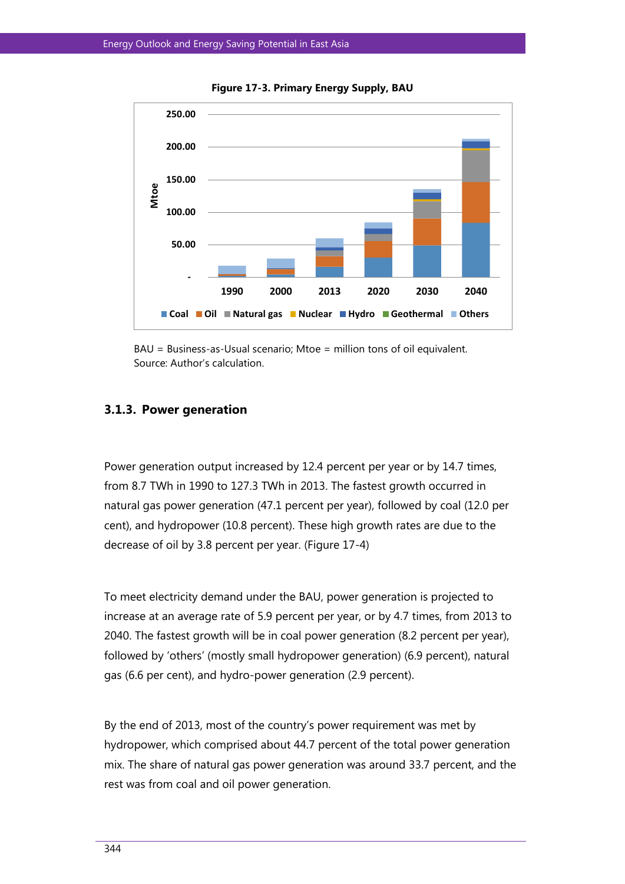**Figure 17-3. Primary Energy Supply, BAU**

BAU = Business-as-Usual scenario; Mtoe = million tons of oil equivalent.
Source: Author's calculation.

### 3.1.3. Power generation

Power generation output increased by 12.4 percent per year or by 14.7 times, from 8.7 TWh in 1990 to 127.3 TWh in 2013. The fastest growth occurred in natural gas power generation (47.1 percent per year), followed by coal (12.0 per cent), and hydropower (10.8 percent). These high growth rates are due to the decrease of oil by 3.8 percent per year. (Figure 17-4)

To meet electricity demand under the BAU, power generation is projected to increase at an average rate of 5.9 percent per year, or by 4.7 times, from 2013 to 2040. The fastest growth will be in coal power generation (8.2 percent per year), followed by 'others' (mostly small hydropower generation) (6.9 percent), natural gas (6.6 per cent), and hydro-power generation (2.9 percent).

By the end of 2013, most of the country's power requirement was met by hydropower, which comprised about 44.7 percent of the total power generation mix. The share of natural gas power generation was around 33.7 percent, and the rest was from coal and oil power generation.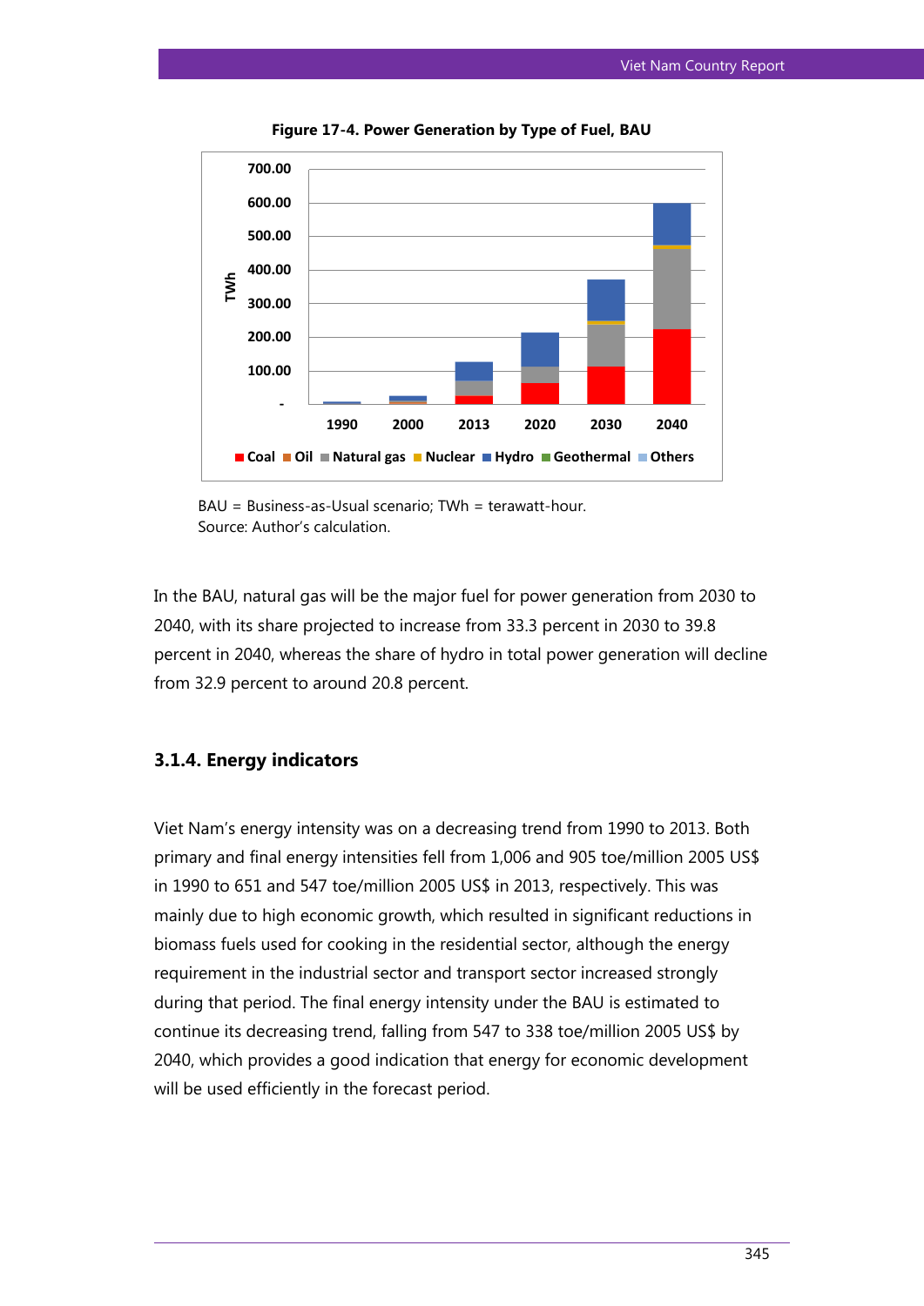**Figure 17-4. Power Generation by Type of Fuel, BAU**

BAU = Business-as-Usual scenario; TWh = terawatt-hour.
Source: Author's calculation.

In the BAU, natural gas will be the major fuel for power generation from 2030 to 2040, with its share projected to increase from 33.3 percent in 2030 to 39.8 percent in 2040, whereas the share of hydro in total power generation will decline from 32.9 percent to around 20.8 percent.

### 3.1.4. Energy indicators

Viet Nam's energy intensity was on a decreasing trend from 1990 to 2013. Both primary and final energy intensities fell from 1,006 and 905 toe/million 2005 US$ in 1990 to 651 and 547 toe/million 2005 US$ in 2013, respectively. This was mainly due to high economic growth, which resulted in significant reductions in biomass fuels used for cooking in the residential sector, although the energy requirement in the industrial sector and transport sector increased strongly during that period. The final energy intensity under the BAU is estimated to continue its decreasing trend, falling from 547 to 338 toe/million 2005 US$ by 2040, which provides a good indication that energy for economic development will be used efficiently in the forecast period.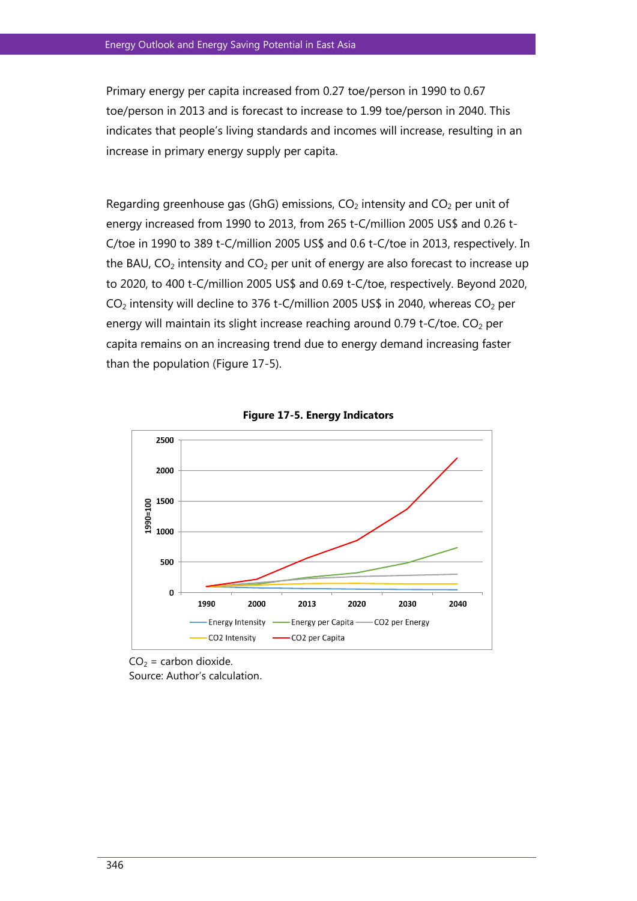Primary energy per capita increased from 0.27 toe/person in 1990 to 0.67 toe/person in 2013 and is forecast to increase to 1.99 toe/person in 2040. This indicates that people's living standards and incomes will increase, resulting in an increase in primary energy supply per capita.

Regarding greenhouse gas (GhG) emissions, $CO_2$ intensity and $CO_2$ per unit of energy increased from 1990 to 2013, from 265 t-C/million 2005 US$ and 0.26 t-C/toe in 1990 to 389 t-C/million 2005 US$ and 0.6 t-C/toe in 2013, respectively. In the BAU, $CO_2$ intensity and $CO_2$ per unit of energy are also forecast to increase up to 2020, to 400 t-C/million 2005 US$ and 0.69 t-C/toe, respectively. Beyond 2020, $CO_2$ intensity will decline to 376 t-C/million 2005 US$ in 2040, whereas $CO_2$ per energy will maintain its slight increase reaching around 0.79 t-C/toe. $CO_2$ per capita remains on an increasing trend due to energy demand increasing faster than the population (Figure 17-5).

**Figure 17-5. Energy Indicators**

$CO_2$ = carbon dioxide.
Source: Author's calculation.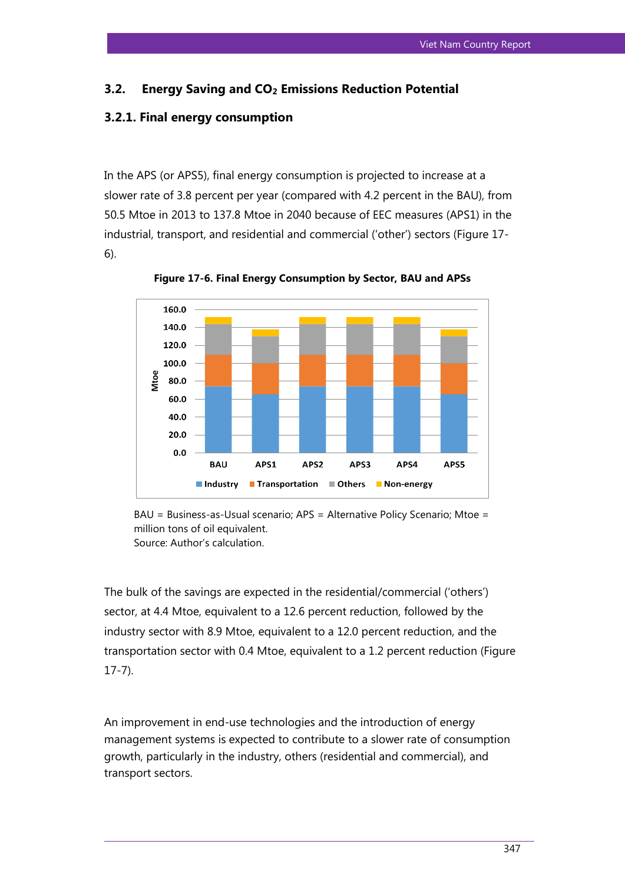## 3.2. Energy Saving and $CO_2$ Emissions Reduction Potential

### 3.2.1. Final energy consumption

In the APS (or APS5), final energy consumption is projected to increase at a slower rate of 3.8 percent per year (compared with 4.2 percent in the BAU), from 50.5 Mtoe in 2013 to 137.8 Mtoe in 2040 because of EEC measures (APS1) in the industrial, transport, and residential and commercial ('other') sectors (Figure 17-6).

**Figure 17-6. Final Energy Consumption by Sector, BAU and APSs**

BAU = Business-as-Usual scenario; APS = Alternative Policy Scenario; Mtoe = million tons of oil equivalent.
Source: Author's calculation.

The bulk of the savings are expected in the residential/commercial ('others') sector, at 4.4 Mtoe, equivalent to a 12.6 percent reduction, followed by the industry sector with 8.9 Mtoe, equivalent to a 12.0 percent reduction, and the transportation sector with 0.4 Mtoe, equivalent to a 1.2 percent reduction (Figure 17-7).

An improvement in end-use technologies and the introduction of energy management systems is expected to contribute to a slower rate of consumption growth, particularly in the industry, others (residential and commercial), and transport sectors.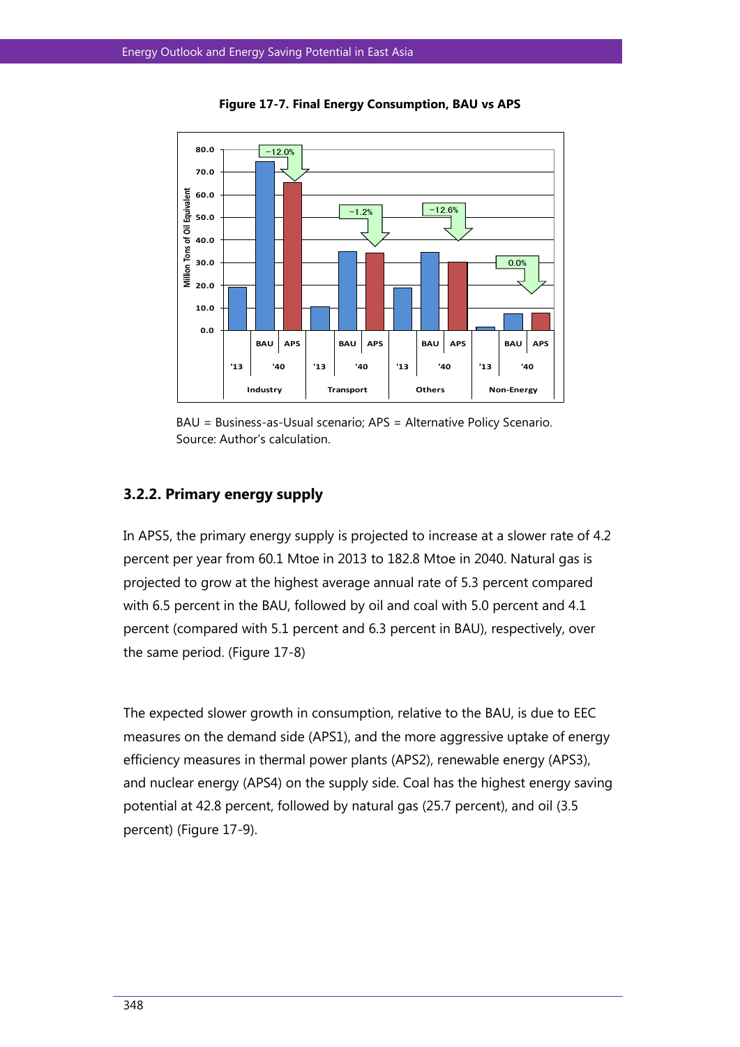**Figure 17-7. Final Energy Consumption, BAU vs APS**

BAU = Business-as-Usual scenario; APS = Alternative Policy Scenario.
Source: Author's calculation.

### 3.2.2. Primary energy supply

In APS5, the primary energy supply is projected to increase at a slower rate of 4.2 percent per year from 60.1 Mtoe in 2013 to 182.8 Mtoe in 2040. Natural gas is projected to grow at the highest average annual rate of 5.3 percent compared with 6.5 percent in the BAU, followed by oil and coal with 5.0 percent and 4.1 percent (compared with 5.1 percent and 6.3 percent in BAU), respectively, over the same period. (Figure 17-8)

The expected slower growth in consumption, relative to the BAU, is due to EEC measures on the demand side (APS1), and the more aggressive uptake of energy efficiency measures in thermal power plants (APS2), renewable energy (APS3), and nuclear energy (APS4) on the supply side. Coal has the highest energy saving potential at 42.8 percent, followed by natural gas (25.7 percent), and oil (3.5 percent) (Figure 17-9).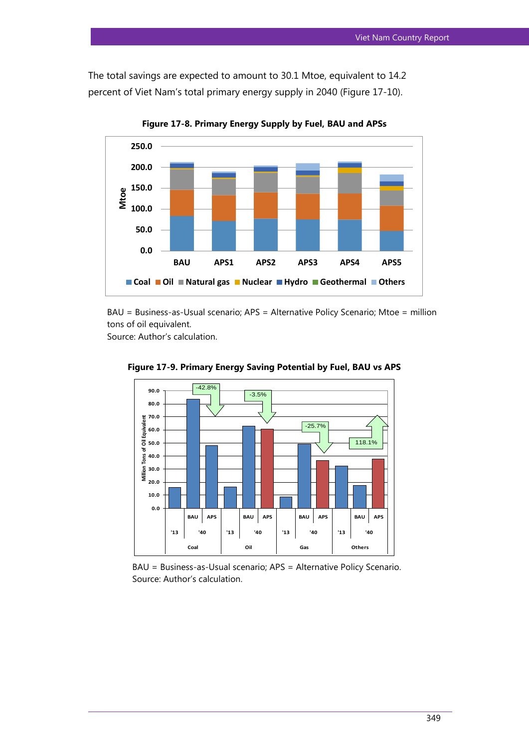The total savings are expected to amount to 30.1 Mtoe, equivalent to 14.2 percent of Viet Nam's total primary energy supply in 2040 (Figure 17-10).

**Figure 17-8. Primary Energy Supply by Fuel, BAU and APSs**

BAU = Business-as-Usual scenario; APS = Alternative Policy Scenario; Mtoe = million tons of oil equivalent.

Source: Author's calculation.

**Figure 17-9. Primary Energy Saving Potential by Fuel, BAU vs APS**

BAU = Business-as-Usual scenario; APS = Alternative Policy Scenario.

Source: Author's calculation.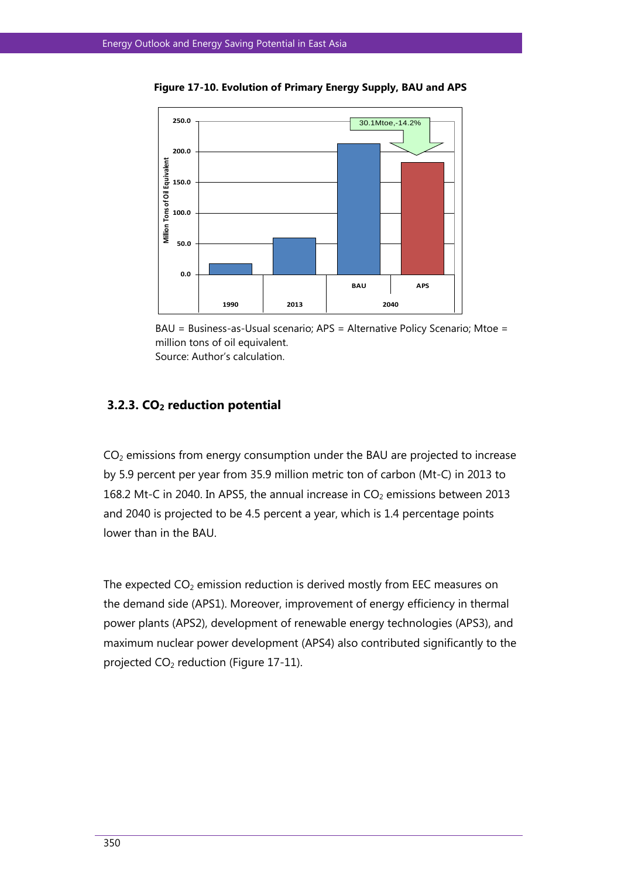**Figure 17-10. Evolution of Primary Energy Supply, BAU and APS**

BAU = Business-as-Usual scenario; APS = Alternative Policy Scenario; Mtoe = million tons of oil equivalent.
Source: Author's calculation.

### 3.2.3. $CO_2$ reduction potential

$CO_2$ emissions from energy consumption under the BAU are projected to increase by 5.9 percent per year from 35.9 million metric ton of carbon (Mt-C) in 2013 to 168.2 Mt-C in 2040. In APS5, the annual increase in $CO_2$ emissions between 2013 and 2040 is projected to be 4.5 percent a year, which is 1.4 percentage points lower than in the BAU.

The expected $CO_2$ emission reduction is derived mostly from EEC measures on the demand side (APS1). Moreover, improvement of energy efficiency in thermal power plants (APS2), development of renewable energy technologies (APS3), and maximum nuclear power development (APS4) also contributed significantly to the projected $CO_2$ reduction (Figure 17-11).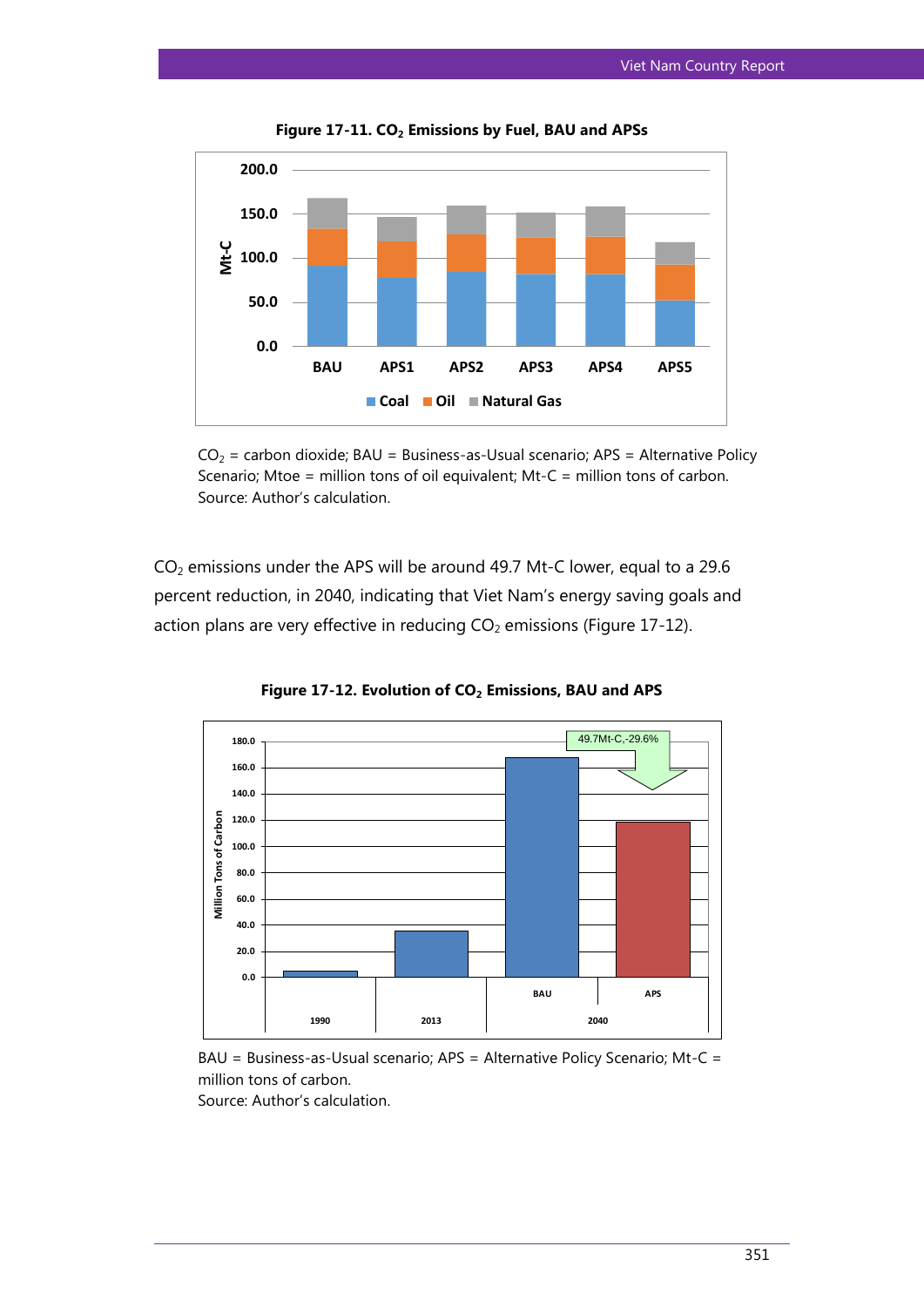**Figure 17-11. $CO_2$ Emissions by Fuel, BAU and APSs**

$CO_2$ = carbon dioxide; BAU = Business-as-Usual scenario; APS = Alternative Policy Scenario; Mtoe = million tons of oil equivalent; Mt-C = million tons of carbon.
Source: Author's calculation.

$CO_2$ emissions under the APS will be around 49.7 Mt-C lower, equal to a 29.6 percent reduction, in 2040, indicating that Viet Nam's energy saving goals and action plans are very effective in reducing $CO_2$ emissions (Figure 17-12).

**Figure 17-12. Evolution of $CO_2$ Emissions, BAU and APS**

BAU = Business-as-Usual scenario; APS = Alternative Policy Scenario; Mt-C = million tons of carbon.
Source: Author's calculation.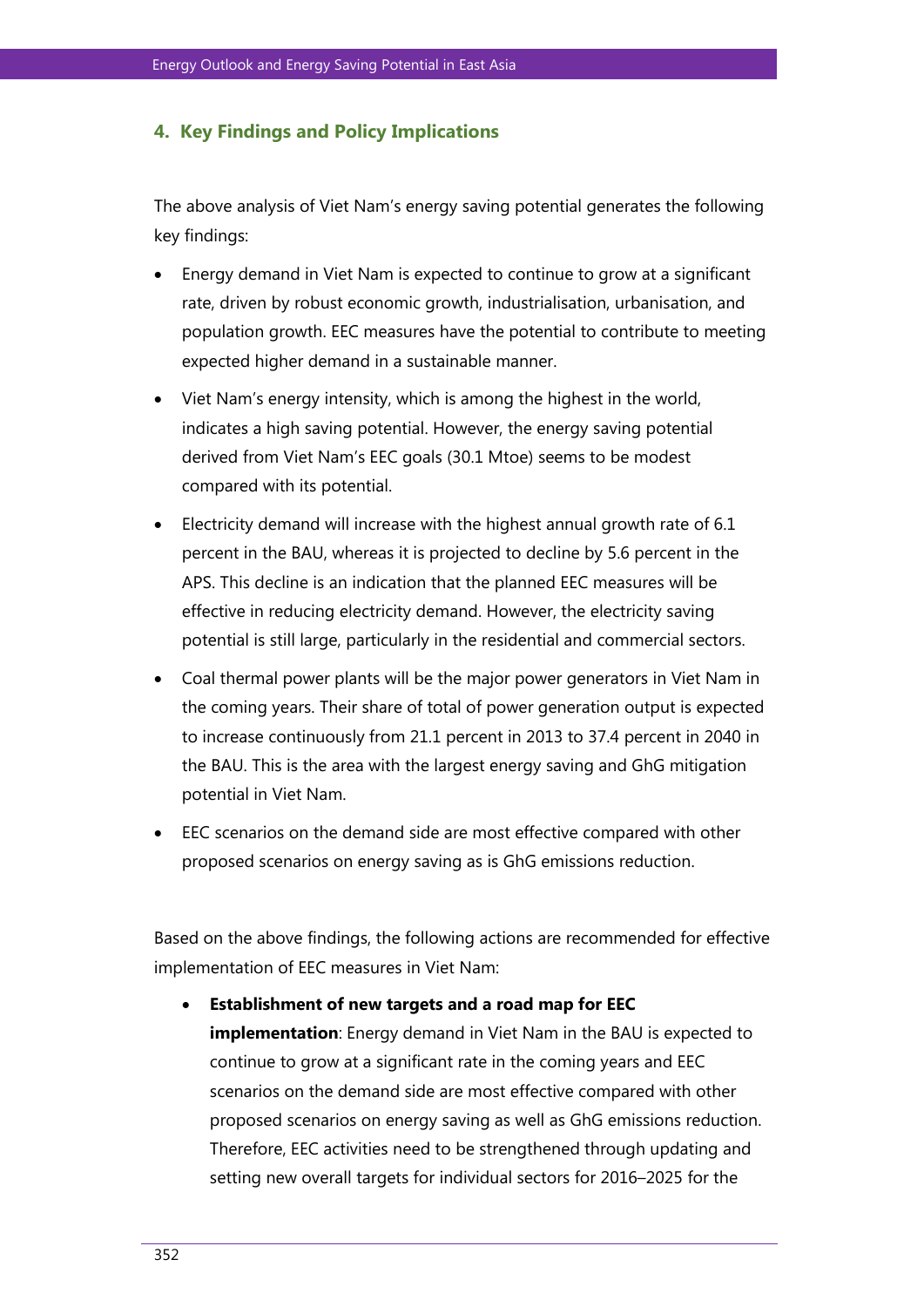## 4. Key Findings and Policy Implications

The above analysis of Viet Nam's energy saving potential generates the following key findings:

- Energy demand in Viet Nam is expected to continue to grow at a significant rate, driven by robust economic growth, industrialisation, urbanisation, and population growth. EEC measures have the potential to contribute to meeting expected higher demand in a sustainable manner.
- Viet Nam's energy intensity, which is among the highest in the world, indicates a high saving potential. However, the energy saving potential derived from Viet Nam's EEC goals (30.1 Mtoe) seems to be modest compared with its potential.
- Electricity demand will increase with the highest annual growth rate of 6.1 percent in the BAU, whereas it is projected to decline by 5.6 percent in the APS. This decline is an indication that the planned EEC measures will be effective in reducing electricity demand. However, the electricity saving potential is still large, particularly in the residential and commercial sectors.
- Coal thermal power plants will be the major power generators in Viet Nam in the coming years. Their share of total of power generation output is expected to increase continuously from 21.1 percent in 2013 to 37.4 percent in 2040 in the BAU. This is the area with the largest energy saving and GhG mitigation potential in Viet Nam.
- EEC scenarios on the demand side are most effective compared with other proposed scenarios on energy saving as is GhG emissions reduction.

Based on the above findings, the following actions are recommended for effective implementation of EEC measures in Viet Nam:

- **Establishment of new targets and a road map for EEC implementation**: Energy demand in Viet Nam in the BAU is expected to continue to grow at a significant rate in the coming years and EEC scenarios on the demand side are most effective compared with other proposed scenarios on energy saving as well as GhG emissions reduction. Therefore, EEC activities need to be strengthened through updating and setting new overall targets for individual sectors for 2016–2025 for the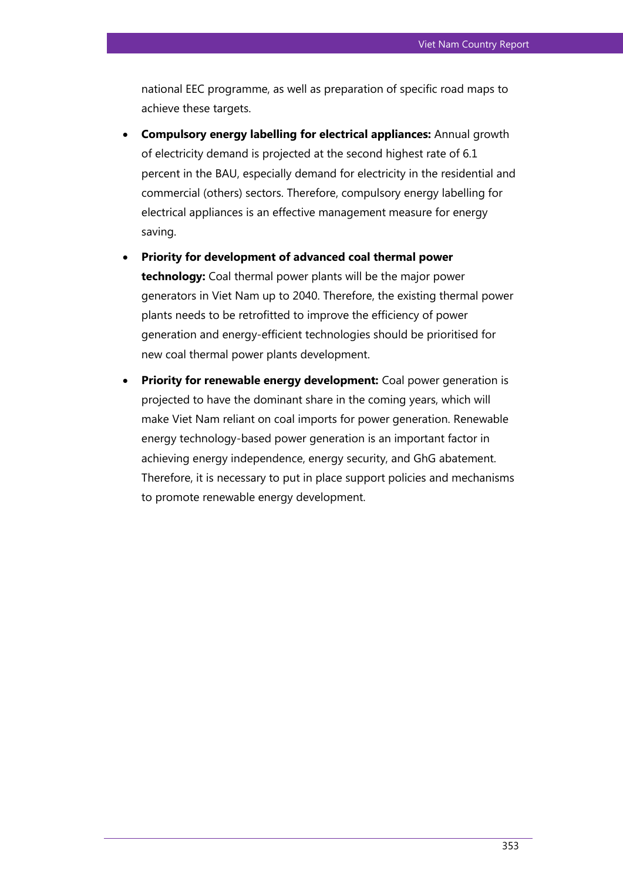national EEC programme, as well as preparation of specific road maps to achieve these targets.

- **Compulsory energy labelling for electrical appliances:** Annual growth of electricity demand is projected at the second highest rate of 6.1 percent in the BAU, especially demand for electricity in the residential and commercial (others) sectors. Therefore, compulsory energy labelling for electrical appliances is an effective management measure for energy saving.
- **Priority for development of advanced coal thermal power technology:** Coal thermal power plants will be the major power generators in Viet Nam up to 2040. Therefore, the existing thermal power plants needs to be retrofitted to improve the efficiency of power generation and energy-efficient technologies should be prioritised for new coal thermal power plants development.
- **Priority for renewable energy development:** Coal power generation is projected to have the dominant share in the coming years, which will make Viet Nam reliant on coal imports for power generation. Renewable energy technology-based power generation is an important factor in achieving energy independence, energy security, and GhG abatement. Therefore, it is necessary to put in place support policies and mechanisms to promote renewable energy development.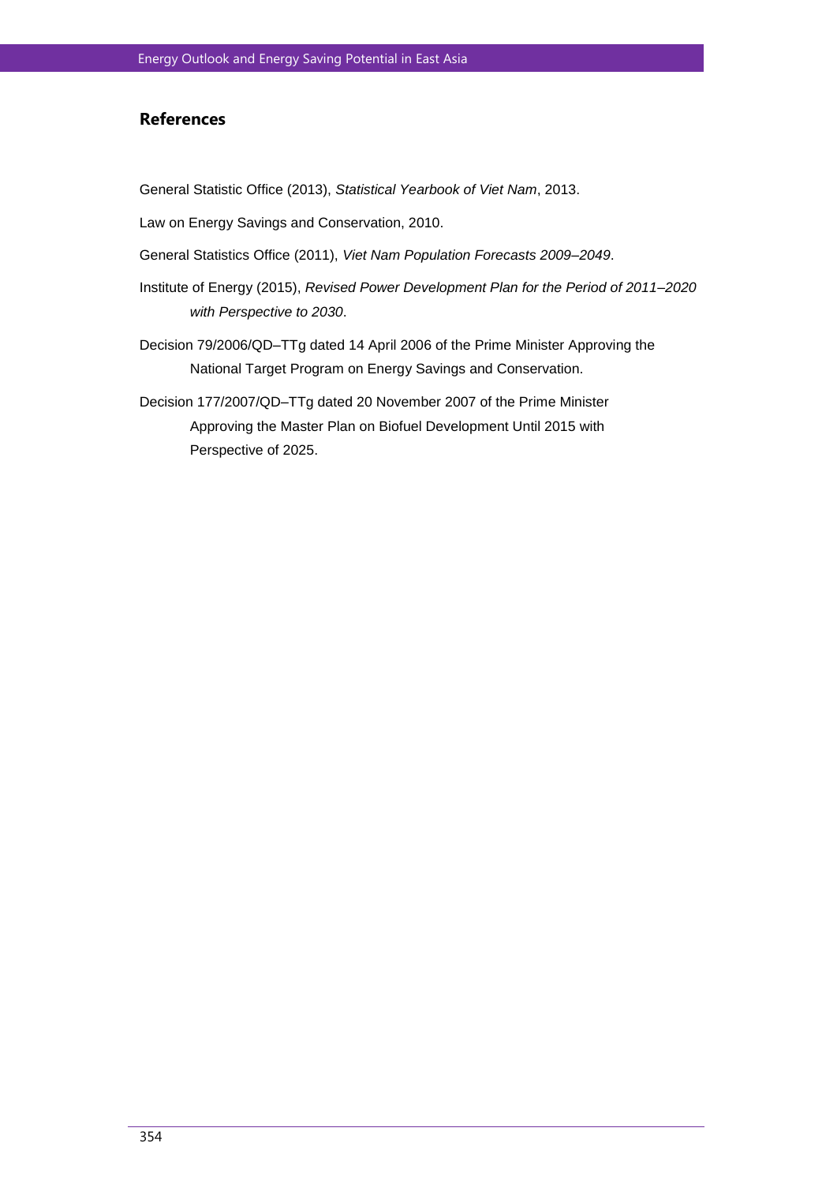## References

General Statistic Office (2013), *Statistical Yearbook of Viet Nam*, 2013.

Law on Energy Savings and Conservation, 2010.

General Statistics Office (2011), *Viet Nam Population Forecasts 2009–2049*.

Institute of Energy (2015), *Revised Power Development Plan for the Period of 2011–2020 with Perspective to 2030*.

Decision 79/2006/QD–TTg dated 14 April 2006 of the Prime Minister Approving the National Target Program on Energy Savings and Conservation.

Decision 177/2007/QD–TTg dated 20 November 2007 of the Prime Minister Approving the Master Plan on Biofuel Development Until 2015 with Perspective of 2025.